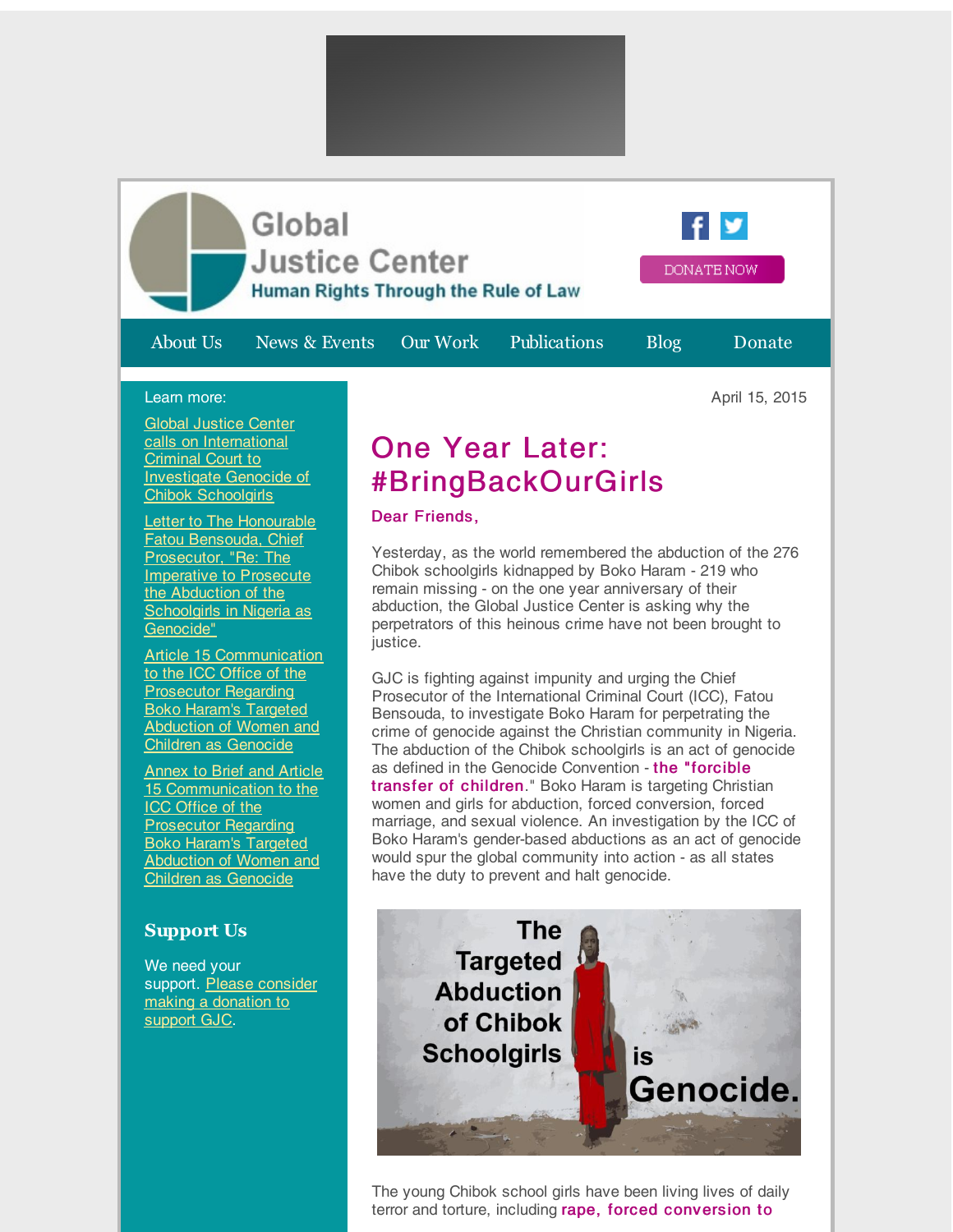Global Justice Center
Human Rights Through the Rule of Law

DONATE NOW

About Us | News & Events | Our Work | Publications | Blog | Donate

Learn more:

Global Justice Center calls on International Criminal Court to Investigate Genocide of Chibok Schoolgirls

Letter to The Honourable Fatou Bensouda, Chief Prosecutor, "Re: The Imperative to Prosecute the Abduction of the Schoolgirls in Nigeria as Genocide"

Article 15 Communication to the ICC Office of the Prosecutor Regarding Boko Haram's Targeted Abduction of Women and Children as Genocide

Annex to Brief and Article 15 Communication to the ICC Office of the Prosecutor Regarding Boko Haram's Targeted Abduction of Women and Children as Genocide

## Support Us

We need your support. Please consider making a donation to support GJC.

April 15, 2015

# One Year Later: #BringBackOurGirls

**Dear Friends,**

Yesterday, as the world remembered the abduction of the 276 Chibok schoolgirls kidnapped by Boko Haram - 219 who remain missing - on the one year anniversary of their abduction, the Global Justice Center is asking why the perpetrators of this heinous crime have not been brought to justice.

GJC is fighting against impunity and urging the Chief Prosecutor of the International Criminal Court (ICC), Fatou Bensouda, to investigate Boko Haram for perpetrating the crime of genocide against the Christian community in Nigeria. The abduction of the Chibok schoolgirls is an act of genocide as defined in the Genocide Convention - **the "forcible transfer of children**." Boko Haram is targeting Christian women and girls for abduction, forced conversion, forced marriage, and sexual violence. An investigation by the ICC of Boko Haram's gender-based abductions as an act of genocide would spur the global community into action - as all states have the duty to prevent and halt genocide.

The Targeted Abduction of Chibok Schoolgirls is Genocide.

The young Chibok school girls have been living lives of daily terror and torture, including **rape, forced conversion to**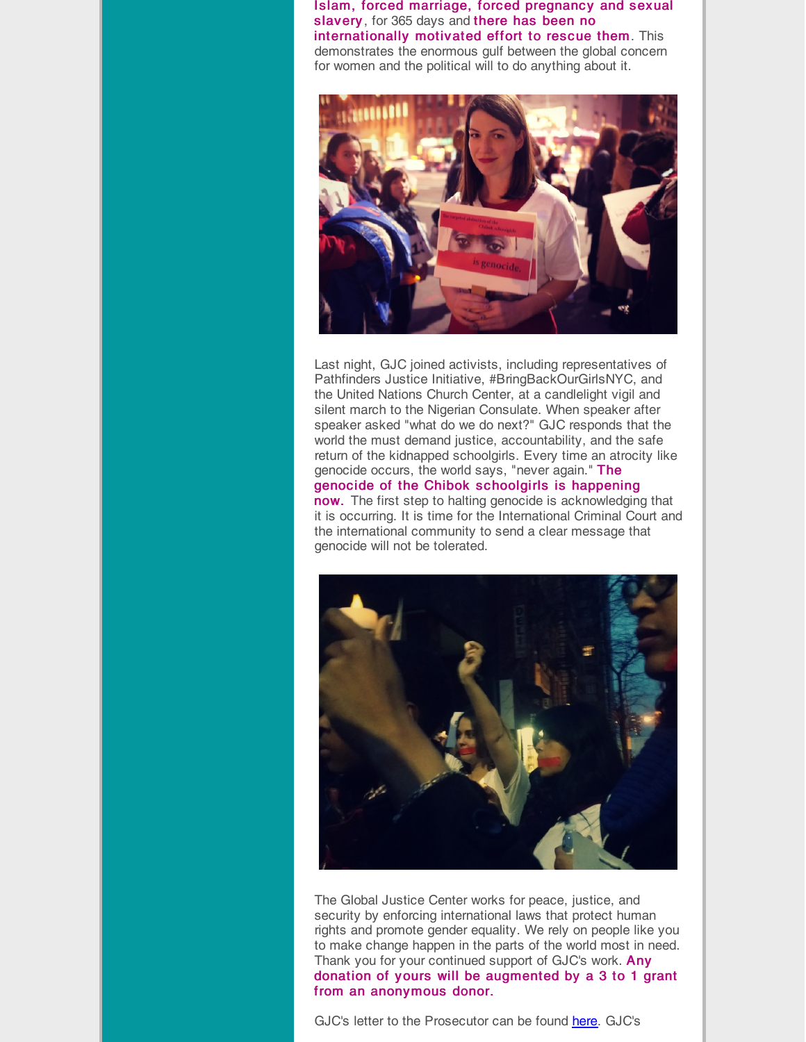**Islam, forced marriage, forced pregnancy and sexual slavery**, for 365 days and **there has been no internationally motivated effort to rescue them**. This demonstrates the enormous gulf between the global concern for women and the political will to do anything about it.

Last night, GJC joined activists, including representatives of Pathfinders Justice Initiative, #BringBackOurGirlsNYC, and the United Nations Church Center, at a candlelight vigil and silent march to the Nigerian Consulate. When speaker after speaker asked "what do we do next?" GJC responds that the world the must demand justice, accountability, and the safe return of the kidnapped schoolgirls. Every time an atrocity like genocide occurs, the world says, "never again." **The genocide of the Chibok schoolgirls is happening now.** The first step to halting genocide is acknowledging that it is occurring. It is time for the International Criminal Court and the international community to send a clear message that genocide will not be tolerated.

The Global Justice Center works for peace, justice, and security by enforcing international laws that protect human rights and promote gender equality. We rely on people like you to make change happen in the parts of the world most in need. Thank you for your continued support of GJC's work. **Any donation of yours will be augmented by a 3 to 1 grant from an anonymous donor.**

GJC's letter to the Prosecutor can be found [here](). GJC's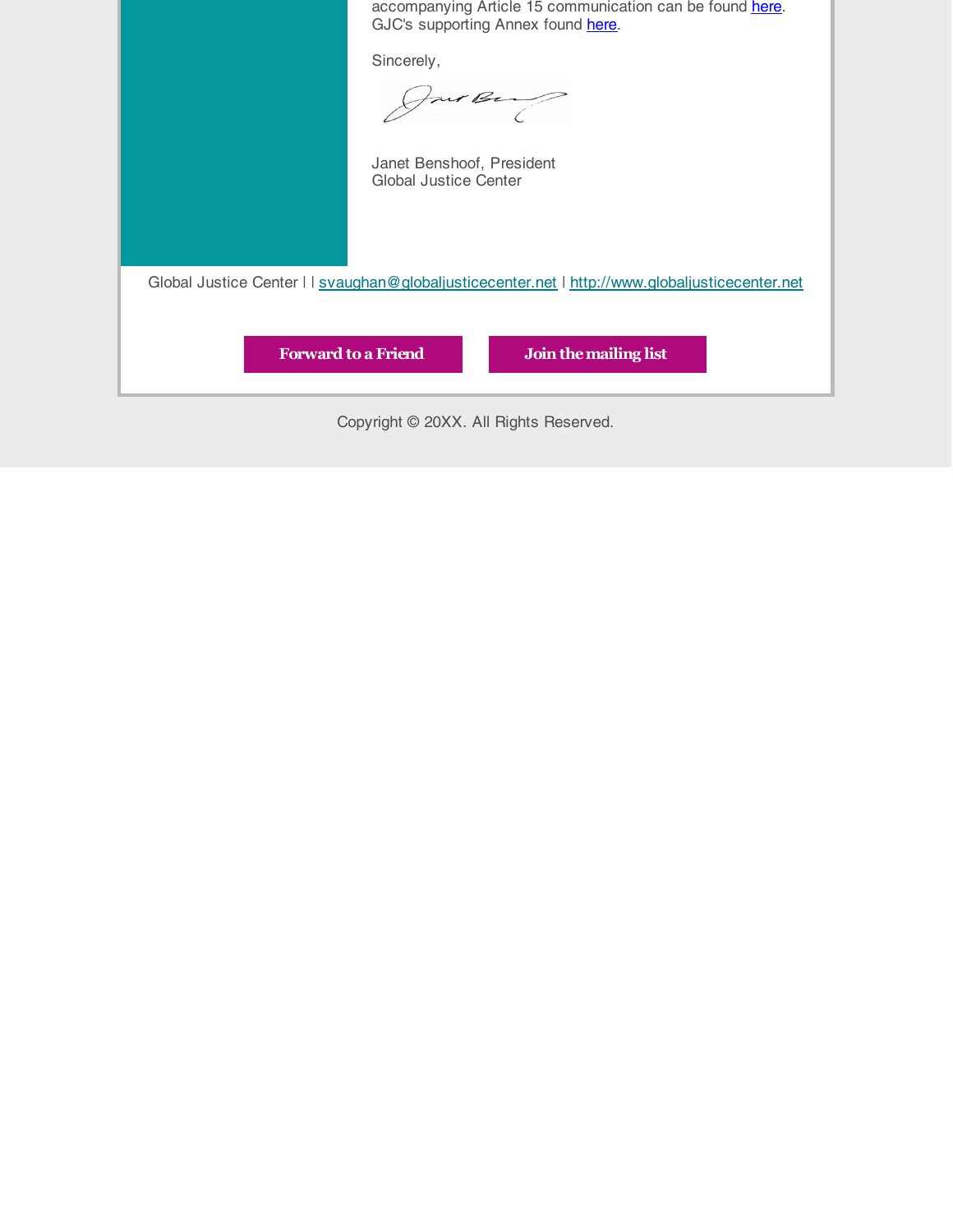accompanying Article 15 communication can be found here.
GJC's supporting Annex found here.

Sincerely,

Janet Benshoof, President
Global Justice Center

Global Justice Center | | svaughan@globaljusticecenter.net | http://www.globaljusticecenter.net

Forward to a Friend

Join the mailing list

Copyright © 20XX. All Rights Reserved.